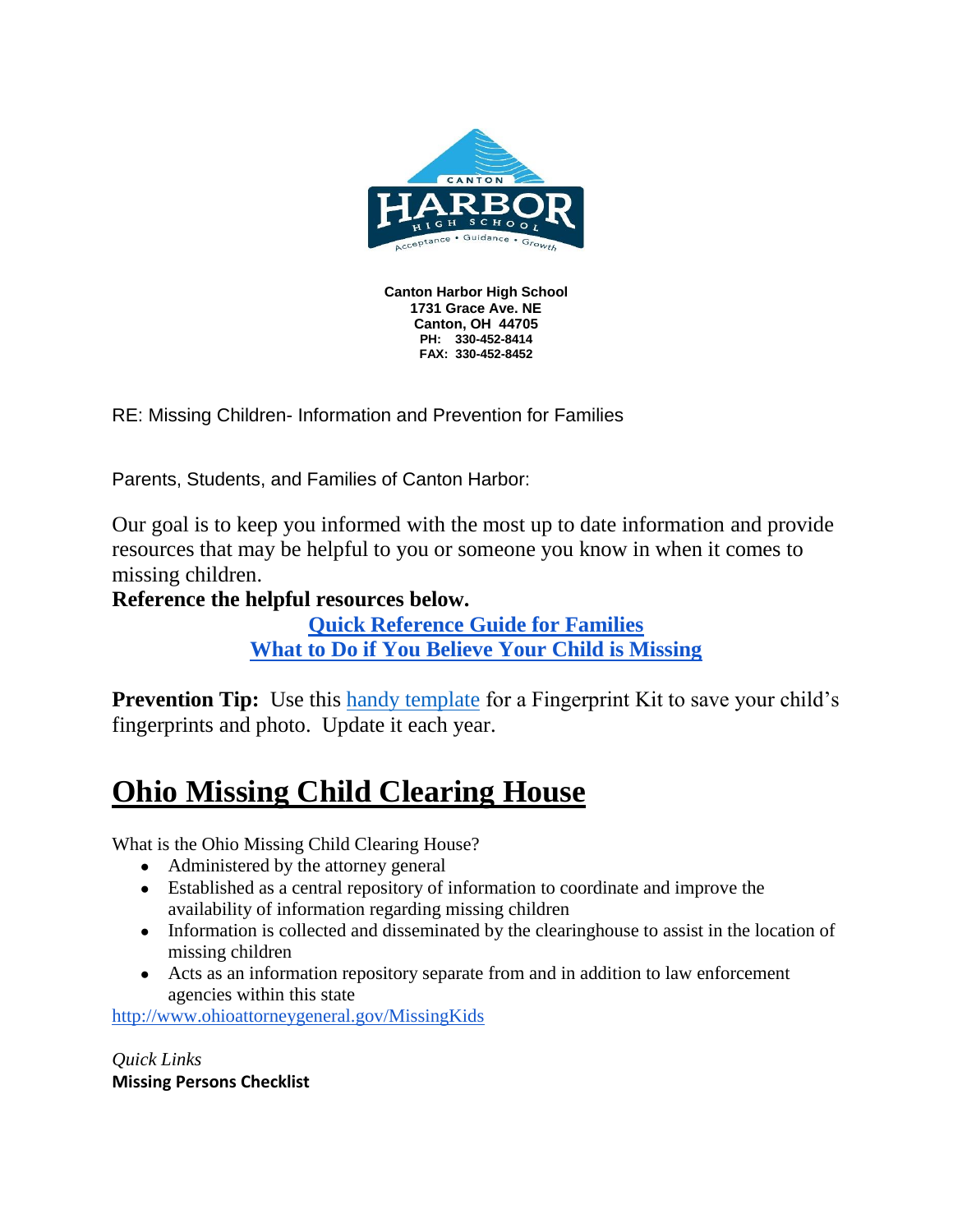**Canton Harbor High School**
**1731 Grace Ave. NE**
**Canton, OH 44705**
**PH: 330-452-8414**
**FAX: 330-452-8452**

RE: Missing Children- Information and Prevention for Families

Parents, Students, and Families of Canton Harbor:

Our goal is to keep you informed with the most up to date information and provide resources that may be helpful to you or someone you know in when it comes to missing children.

**Reference the helpful resources below.**

**Quick Reference Guide for Families**
**What to Do if You Believe Your Child is Missing**

**Prevention Tip:** Use this handy template for a Fingerprint Kit to save your child's fingerprints and photo. Update it each year.

# Ohio Missing Child Clearing House

What is the Ohio Missing Child Clearing House?

- Administered by the attorney general
- Established as a central repository of information to coordinate and improve the availability of information regarding missing children
- Information is collected and disseminated by the clearinghouse to assist in the location of missing children
- Acts as an information repository separate from and in addition to law enforcement agencies within this state

http://www.ohioattorneygeneral.gov/MissingKids

*Quick Links*
**Missing Persons Checklist**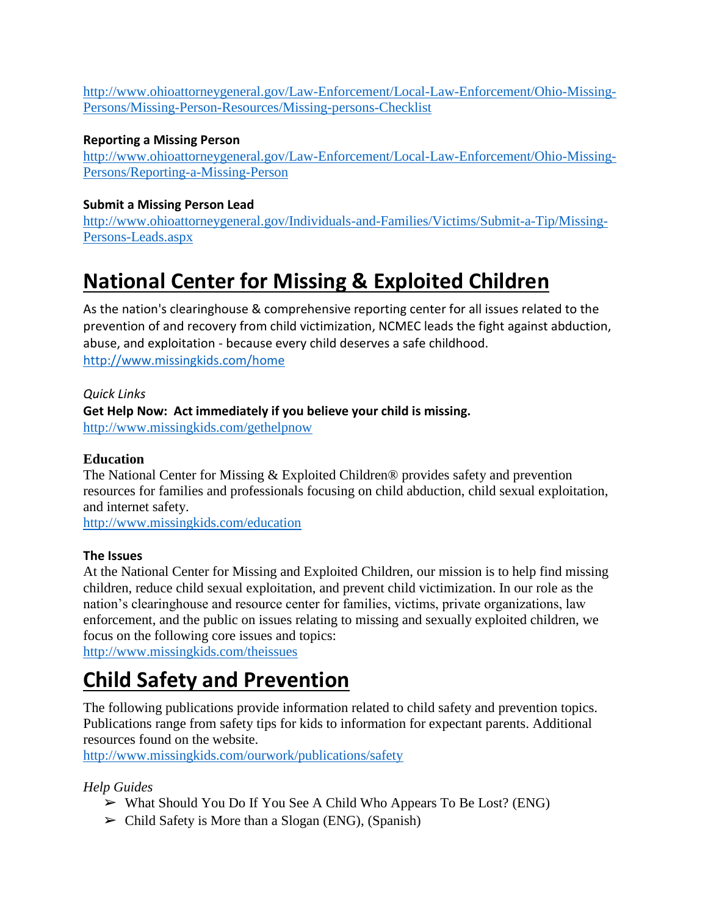http://www.ohioattorneygeneral.gov/Law-Enforcement/Local-Law-Enforcement/Ohio-Missing-Persons/Missing-Person-Resources/Missing-persons-Checklist

**Reporting a Missing Person**
http://www.ohioattorneygeneral.gov/Law-Enforcement/Local-Law-Enforcement/Ohio-Missing-Persons/Reporting-a-Missing-Person

**Submit a Missing Person Lead**
http://www.ohioattorneygeneral.gov/Individuals-and-Families/Victims/Submit-a-Tip/Missing-Persons-Leads.aspx

# National Center for Missing & Exploited Children

As the nation's clearinghouse & comprehensive reporting center for all issues related to the prevention of and recovery from child victimization, NCMEC leads the fight against abduction, abuse, and exploitation - because every child deserves a safe childhood.
http://www.missingkids.com/home

*Quick Links*

**Get Help Now: Act immediately if you believe your child is missing.**
http://www.missingkids.com/gethelpnow

**Education**
The National Center for Missing & Exploited Children® provides safety and prevention resources for families and professionals focusing on child abduction, child sexual exploitation, and internet safety.
http://www.missingkids.com/education

**The Issues**
At the National Center for Missing and Exploited Children, our mission is to help find missing children, reduce child sexual exploitation, and prevent child victimization. In our role as the nation's clearinghouse and resource center for families, victims, private organizations, law enforcement, and the public on issues relating to missing and sexually exploited children, we focus on the following core issues and topics:
http://www.missingkids.com/theissues

# Child Safety and Prevention

The following publications provide information related to child safety and prevention topics. Publications range from safety tips for kids to information for expectant parents. Additional resources found on the website.
http://www.missingkids.com/ourwork/publications/safety

*Help Guides*

- What Should You Do If You See A Child Who Appears To Be Lost? (ENG)
- Child Safety is More than a Slogan (ENG), (Spanish)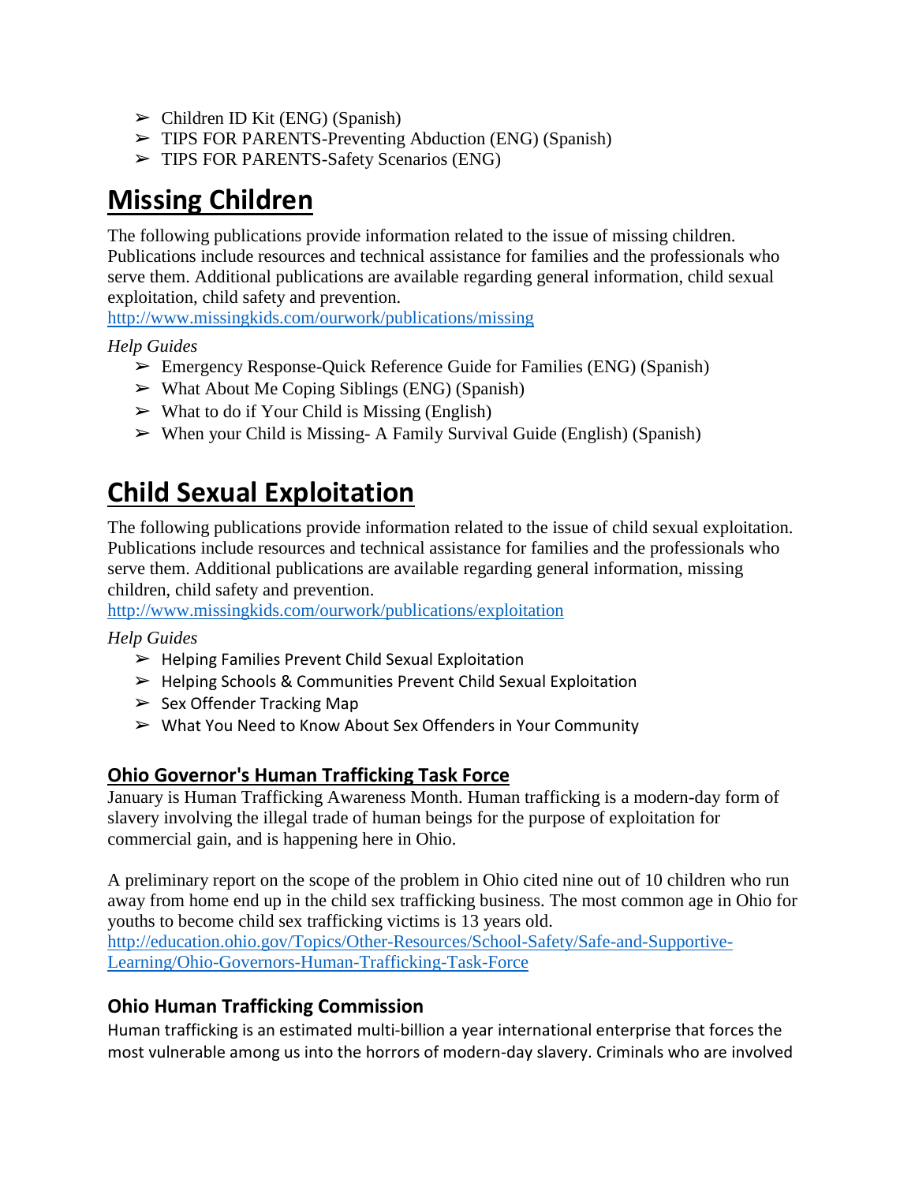- ➢ Children ID Kit (ENG) (Spanish)
- ➢ TIPS FOR PARENTS-Preventing Abduction (ENG) (Spanish)
- ➢ TIPS FOR PARENTS-Safety Scenarios (ENG)

# Missing Children

The following publications provide information related to the issue of missing children. Publications include resources and technical assistance for families and the professionals who serve them. Additional publications are available regarding general information, child sexual exploitation, child safety and prevention.
http://www.missingkids.com/ourwork/publications/missing

*Help Guides*

- ➢ Emergency Response-Quick Reference Guide for Families (ENG) (Spanish)
- ➢ What About Me Coping Siblings (ENG) (Spanish)
- ➢ What to do if Your Child is Missing (English)
- ➢ When your Child is Missing- A Family Survival Guide (English) (Spanish)

# Child Sexual Exploitation

The following publications provide information related to the issue of child sexual exploitation. Publications include resources and technical assistance for families and the professionals who serve them. Additional publications are available regarding general information, missing children, child safety and prevention.
http://www.missingkids.com/ourwork/publications/exploitation

*Help Guides*

- ➢ Helping Families Prevent Child Sexual Exploitation
- ➢ Helping Schools & Communities Prevent Child Sexual Exploitation
- ➢ Sex Offender Tracking Map
- ➢ What You Need to Know About Sex Offenders in Your Community

## Ohio Governor's Human Trafficking Task Force

January is Human Trafficking Awareness Month. Human trafficking is a modern-day form of slavery involving the illegal trade of human beings for the purpose of exploitation for commercial gain, and is happening here in Ohio.

A preliminary report on the scope of the problem in Ohio cited nine out of 10 children who run away from home end up in the child sex trafficking business. The most common age in Ohio for youths to become child sex trafficking victims is 13 years old.
http://education.ohio.gov/Topics/Other-Resources/School-Safety/Safe-and-Supportive-Learning/Ohio-Governors-Human-Trafficking-Task-Force

## Ohio Human Trafficking Commission

Human trafficking is an estimated multi-billion a year international enterprise that forces the most vulnerable among us into the horrors of modern-day slavery. Criminals who are involved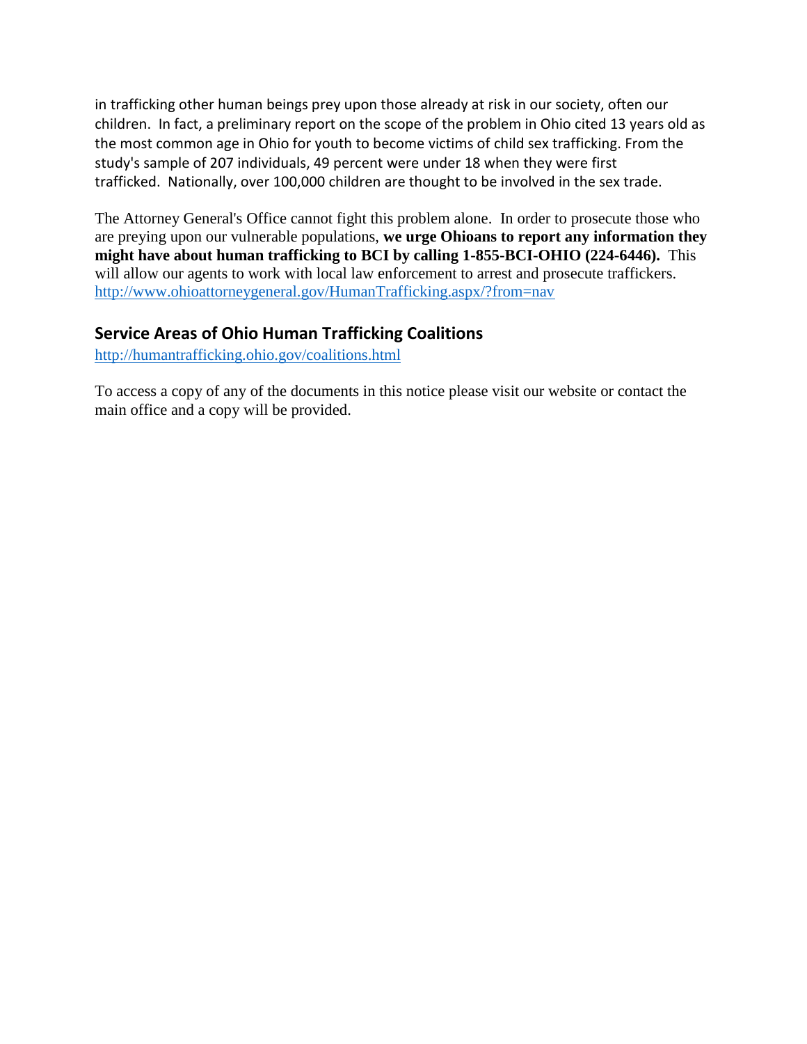in trafficking other human beings prey upon those already at risk in our society, often our children. In fact, a preliminary report on the scope of the problem in Ohio cited 13 years old as the most common age in Ohio for youth to become victims of child sex trafficking. From the study's sample of 207 individuals, 49 percent were under 18 when they were first trafficked. Nationally, over 100,000 children are thought to be involved in the sex trade.

The Attorney General's Office cannot fight this problem alone. In order to prosecute those who are preying upon our vulnerable populations, **we urge Ohioans to report any information they might have about human trafficking to BCI by calling 1-855-BCI-OHIO (224-6446).** This will allow our agents to work with local law enforcement to arrest and prosecute traffickers. http://www.ohioattorneygeneral.gov/HumanTrafficking.aspx/?from=nav

## Service Areas of Ohio Human Trafficking Coalitions

http://humantrafficking.ohio.gov/coalitions.html

To access a copy of any of the documents in this notice please visit our website or contact the main office and a copy will be provided.